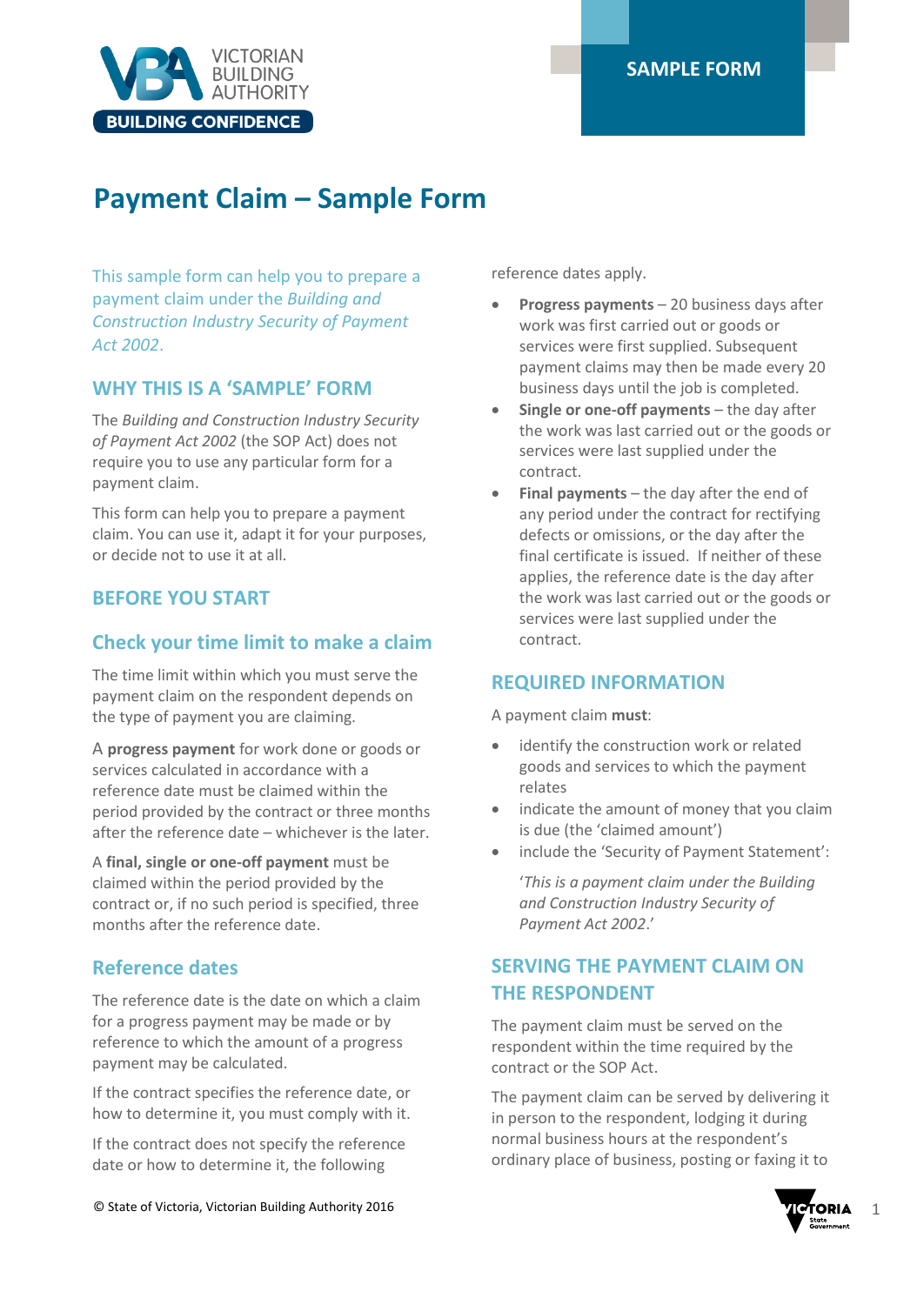SAMPLE FORM

# Payment Claim – Sample Form

This sample form can help you to prepare a payment claim under the *Building and Construction Industry Security of Payment Act 2002*.

## WHY THIS IS A 'SAMPLE' FORM

The *Building and Construction Industry Security of Payment Act 2002* (the SOP Act) does not require you to use any particular form for a payment claim.

This form can help you to prepare a payment claim. You can use it, adapt it for your purposes, or decide not to use it at all.

## BEFORE YOU START

### Check your time limit to make a claim

The time limit within which you must serve the payment claim on the respondent depends on the type of payment you are claiming.

A **progress payment** for work done or goods or services calculated in accordance with a reference date must be claimed within the period provided by the contract or three months after the reference date – whichever is the later.

A **final, single or one-off payment** must be claimed within the period provided by the contract or, if no such period is specified, three months after the reference date.

### Reference dates

The reference date is the date on which a claim for a progress payment may be made or by reference to which the amount of a progress payment may be calculated.

If the contract specifies the reference date, or how to determine it, you must comply with it.

If the contract does not specify the reference date or how to determine it, the following reference dates apply.

- **Progress payments** – 20 business days after work was first carried out or goods or services were first supplied. Subsequent payment claims may then be made every 20 business days until the job is completed.
- **Single or one-off payments** – the day after the work was last carried out or the goods or services were last supplied under the contract.
- **Final payments** – the day after the end of any period under the contract for rectifying defects or omissions, or the day after the final certificate is issued. If neither of these applies, the reference date is the day after the work was last carried out or the goods or services were last supplied under the contract.

## REQUIRED INFORMATION

A payment claim **must**:

- identify the construction work or related goods and services to which the payment relates
- indicate the amount of money that you claim is due (the 'claimed amount')
- include the 'Security of Payment Statement':

  '*This is a payment claim under the Building and Construction Industry Security of Payment Act 2002*.'

## SERVING THE PAYMENT CLAIM ON THE RESPONDENT

The payment claim must be served on the respondent within the time required by the contract or the SOP Act.

The payment claim can be served by delivering it in person to the respondent, lodging it during normal business hours at the respondent's ordinary place of business, posting or faxing it to

© State of Victoria, Victorian Building Authority 2016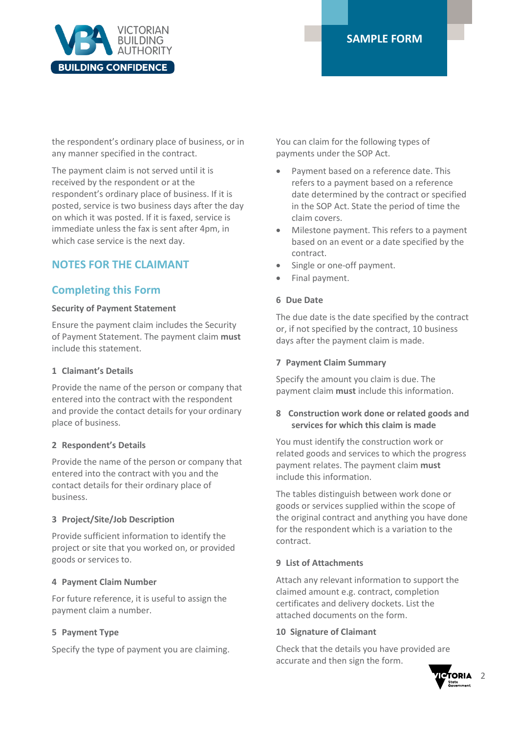the respondent's ordinary place of business, or in any manner specified in the contract.

The payment claim is not served until it is received by the respondent or at the respondent's ordinary place of business. If it is posted, service is two business days after the day on which it was posted. If it is faxed, service is immediate unless the fax is sent after 4pm, in which case service is the next day.

## NOTES FOR THE CLAIMANT

### Completing this Form

**Security of Payment Statement**

Ensure the payment claim includes the Security of Payment Statement. The payment claim **must** include this statement.

**1 Claimant's Details**

Provide the name of the person or company that entered into the contract with the respondent and provide the contact details for your ordinary place of business.

**2 Respondent's Details**

Provide the name of the person or company that entered into the contract with you and the contact details for their ordinary place of business.

**3 Project/Site/Job Description**

Provide sufficient information to identify the project or site that you worked on, or provided goods or services to.

**4 Payment Claim Number**

For future reference, it is useful to assign the payment claim a number.

**5 Payment Type**

Specify the type of payment you are claiming.

You can claim for the following types of payments under the SOP Act.

- Payment based on a reference date. This refers to a payment based on a reference date determined by the contract or specified in the SOP Act. State the period of time the claim covers.
- Milestone payment. This refers to a payment based on an event or a date specified by the contract.
- Single or one-off payment.
- Final payment.

**6 Due Date**

The due date is the date specified by the contract or, if not specified by the contract, 10 business days after the payment claim is made.

**7 Payment Claim Summary**

Specify the amount you claim is due. The payment claim **must** include this information.

**8 Construction work done or related goods and services for which this claim is made**

You must identify the construction work or related goods and services to which the progress payment relates. The payment claim **must** include this information.

The tables distinguish between work done or goods or services supplied within the scope of the original contract and anything you have done for the respondent which is a variation to the contract.

**9 List of Attachments**

Attach any relevant information to support the claimed amount e.g. contract, completion certificates and delivery dockets. List the attached documents on the form.

**10 Signature of Claimant**

Check that the details you have provided are accurate and then sign the form.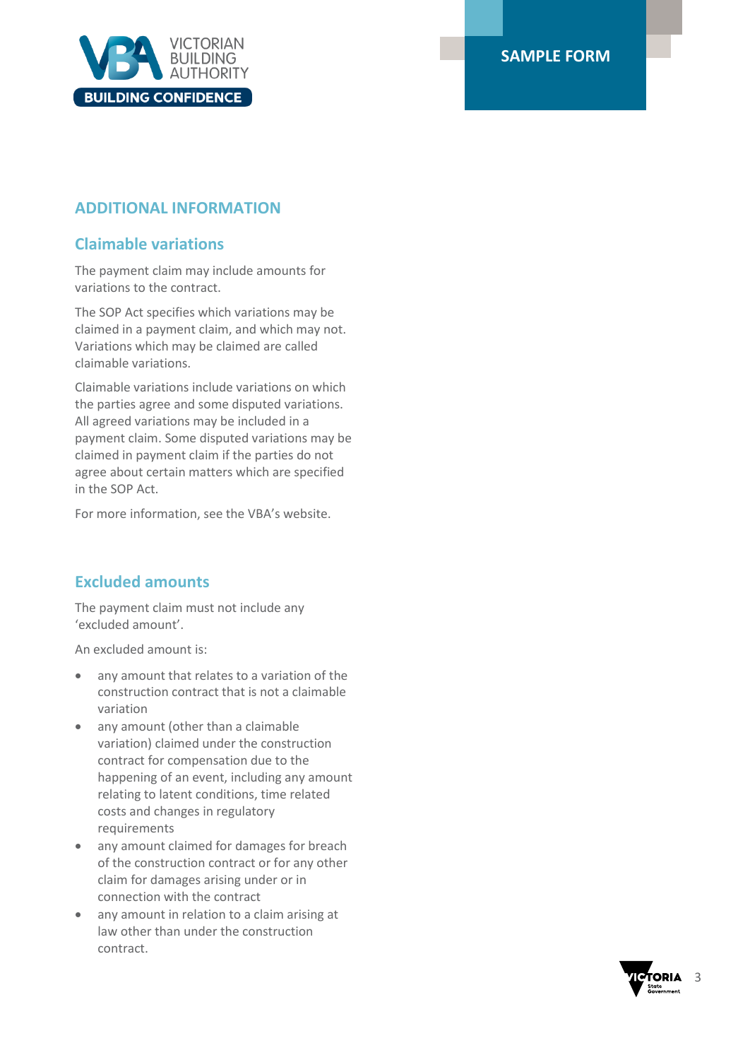## ADDITIONAL INFORMATION

### Claimable variations

The payment claim may include amounts for variations to the contract.

The SOP Act specifies which variations may be claimed in a payment claim, and which may not. Variations which may be claimed are called claimable variations.

Claimable variations include variations on which the parties agree and some disputed variations. All agreed variations may be included in a payment claim. Some disputed variations may be claimed in payment claim if the parties do not agree about certain matters which are specified in the SOP Act.

For more information, see the VBA's website.

### Excluded amounts

The payment claim must not include any 'excluded amount'.

An excluded amount is:

- any amount that relates to a variation of the construction contract that is not a claimable variation
- any amount (other than a claimable variation) claimed under the construction contract for compensation due to the happening of an event, including any amount relating to latent conditions, time related costs and changes in regulatory requirements
- any amount claimed for damages for breach of the construction contract or for any other claim for damages arising under or in connection with the contract
- any amount in relation to a claim arising at law other than under the construction contract.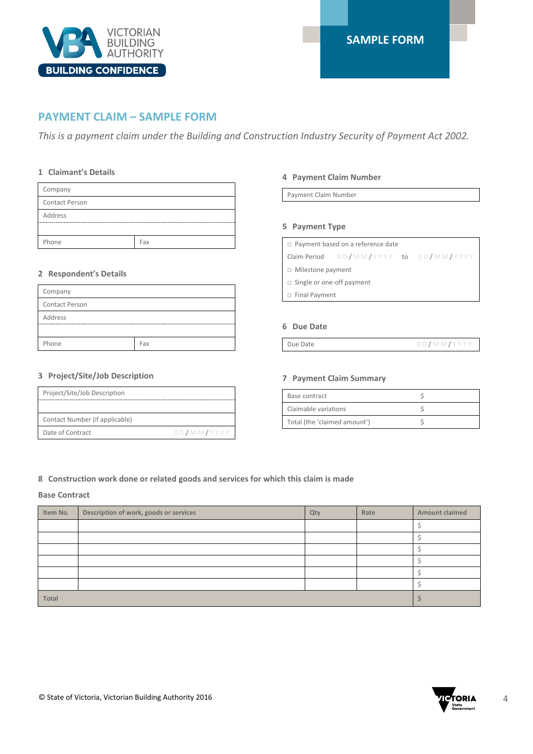SAMPLE FORM

## PAYMENT CLAIM – SAMPLE FORM

*This is a payment claim under the Building and Construction Industry Security of Payment Act 2002.*

### 1 Claimant's Details

| Company | |
|---|---|
| Contact Person | |
| Address | |
| | |
| Phone | Fax |

### 2 Respondent's Details

| Company | |
|---|---|
| Contact Person | |
| Address | |
| | |
| Phone | Fax |

### 3 Project/Site/Job Description

| Project/Site/Job Description | |
|---|---|
| | |
| Contact Number (if applicable) | |
| Date of Contract | DD/MM/YYYY |

### 4 Payment Claim Number

| Payment Claim Number |
|---|

### 5 Payment Type

- □ Payment based on a reference date
  Claim Period DD/MM/YYYY to DD/MM/YYYY
- □ Milestone payment
- □ Single or one-off payment
- □ Final Payment

### 6 Due Date

| Due Date | DD/MM/YYYY |
|---|---|

### 7 Payment Claim Summary

| Base contract | $ |
|---|---|
| Claimable variations | $ |
| Total (the 'claimed amount') | $ |

### 8 Construction work done or related goods and services for which this claim is made

**Base Contract**

| Item No. | Description of work, goods or services | Qty | Rate | Amount claimed |
|---|---|---|---|---|
| | | | | $ |
| | | | | $ |
| | | | | $ |
| | | | | $ |
| | | | | $ |
| | | | | $ |
| **Total** | | | | **$** |

© State of Victoria, Victorian Building Authority 2016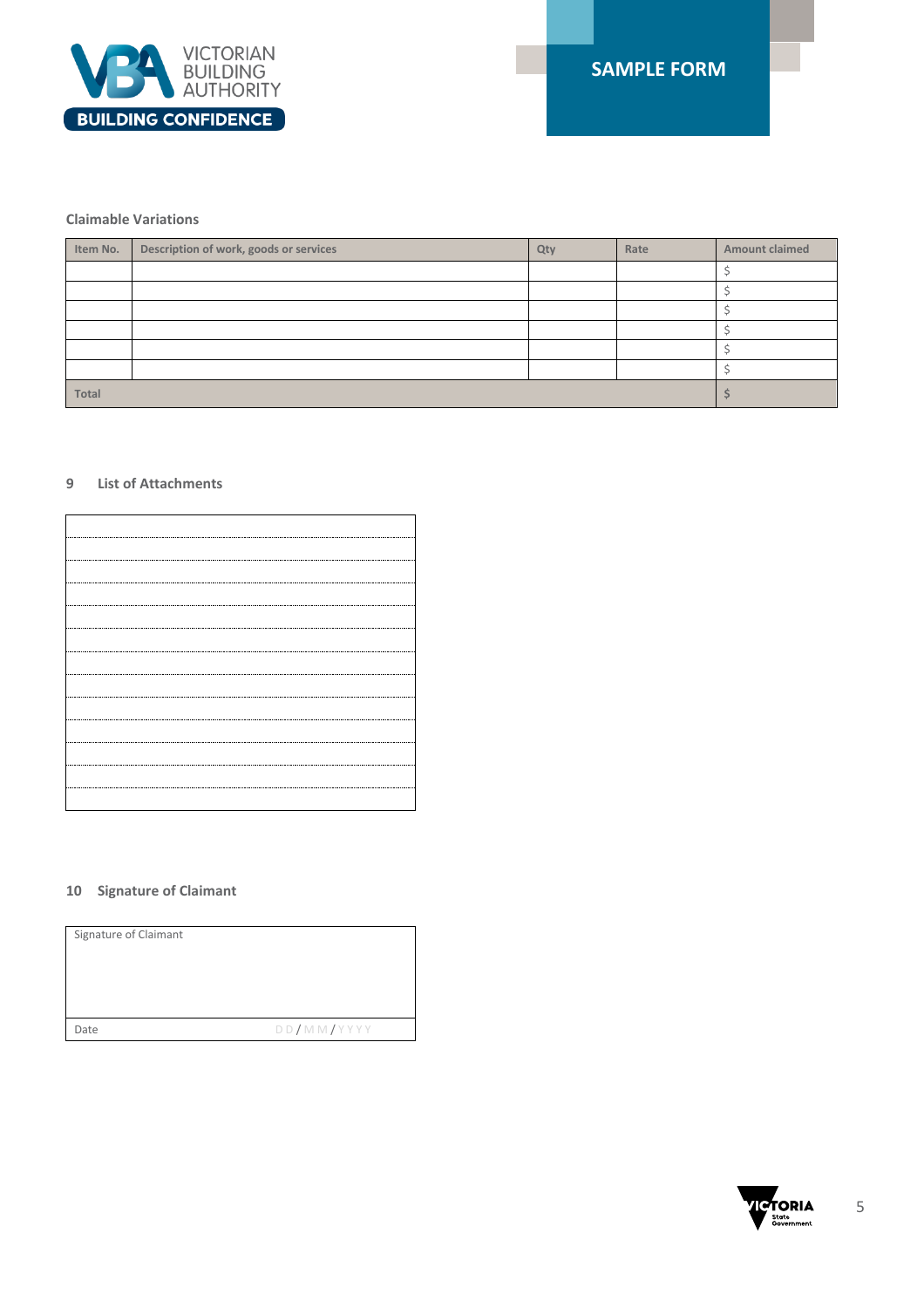### Claimable Variations

| Item No. | Description of work, goods or services | Qty | Rate | Amount claimed |
|---|---|---|---|---|
| | | | | $ |
| | | | | $ |
| | | | | $ |
| | | | | $ |
| | | | | $ |
| | | | | $ |
| Total | | | | $ |

## 9 List of Attachments

| |
|---|
| |
| |
| |
| |
| |
| |
| |
| |
| |
| |
| |
| |

## 10 Signature of Claimant

| | |
|---|---|
| Signature of Claimant | |
| Date | DD / MM / YYYY |